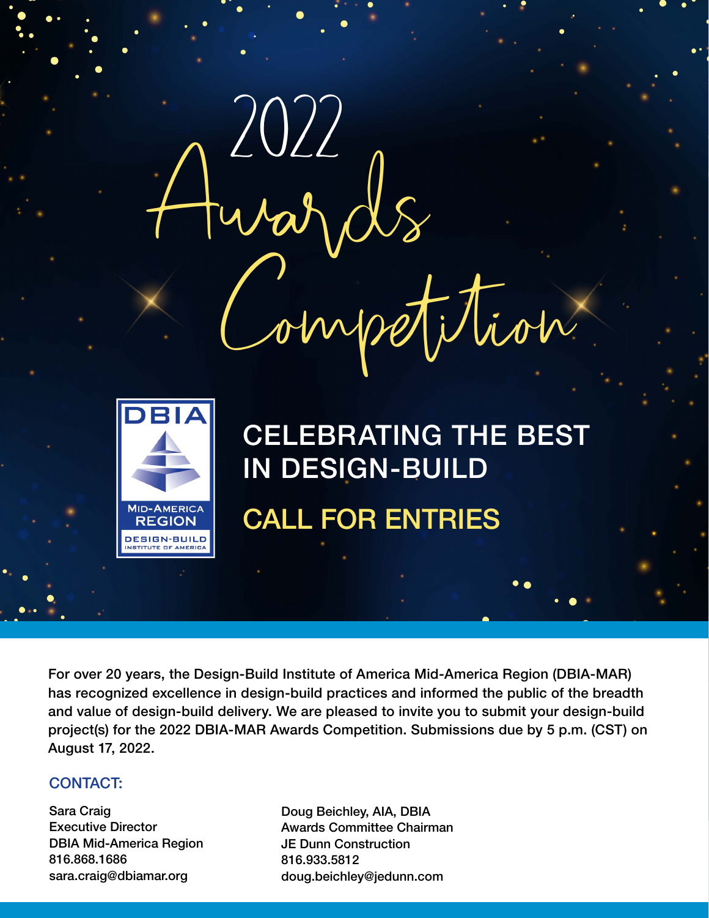# 2022 Awards Competition

DBIA MID-AMERICA REGION DESIGN-BUILD INSTITUTE OF AMERICA

## CELEBRATING THE BEST IN DESIGN-BUILD

## CALL FOR ENTRIES

For over 20 years, the Design-Build Institute of America Mid-America Region (DBIA-MAR) has recognized excellence in design-build practices and informed the public of the breadth and value of design-build delivery. We are pleased to invite you to submit your design-build project(s) for the 2022 DBIA-MAR Awards Competition. Submissions due by 5 p.m. (CST) on August 17, 2022.

### CONTACT:

Sara Craig
Executive Director
DBIA Mid-America Region
816.868.1686
sara.craig@dbiamar.org

Doug Beichley, AIA, DBIA
Awards Committee Chairman
JE Dunn Construction
816.933.5812
doug.beichley@jedunn.com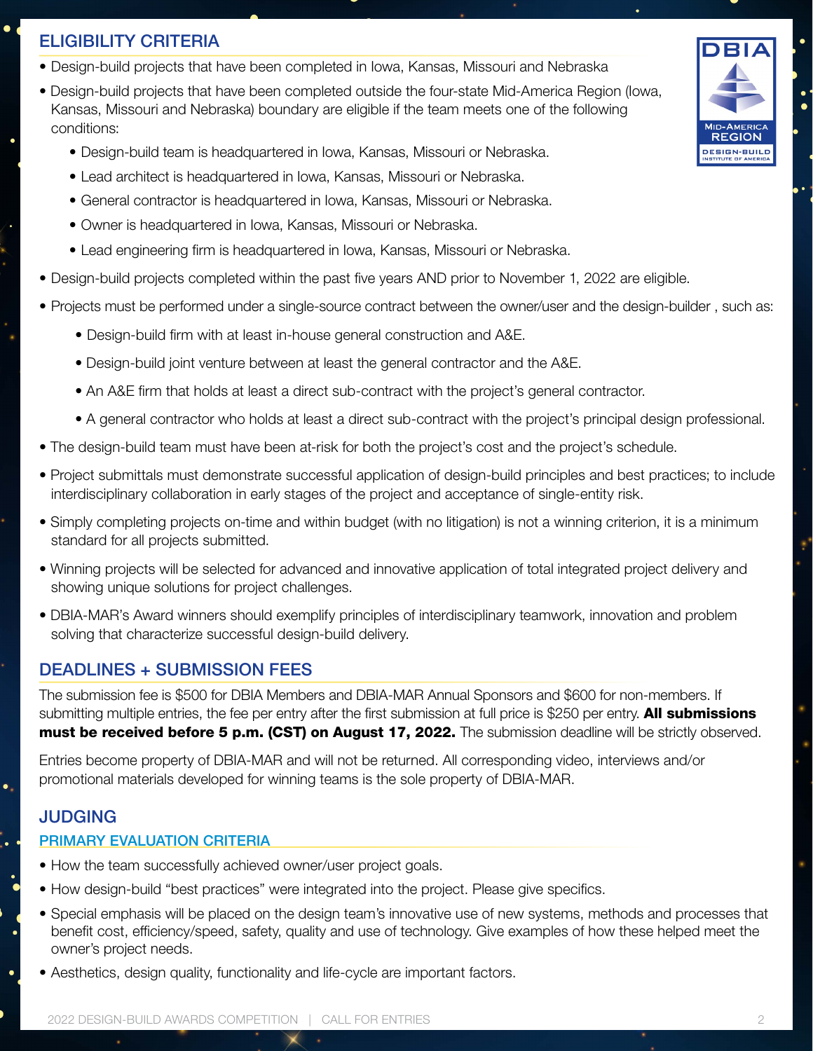## ELIGIBILITY CRITERIA

- Design-build projects that have been completed in Iowa, Kansas, Missouri and Nebraska
- Design-build projects that have been completed outside the four-state Mid-America Region (Iowa, Kansas, Missouri and Nebraska) boundary are eligible if the team meets one of the following conditions:
  - Design-build team is headquartered in Iowa, Kansas, Missouri or Nebraska.
  - Lead architect is headquartered in Iowa, Kansas, Missouri or Nebraska.
  - General contractor is headquartered in Iowa, Kansas, Missouri or Nebraska.
  - Owner is headquartered in Iowa, Kansas, Missouri or Nebraska.
  - Lead engineering firm is headquartered in Iowa, Kansas, Missouri or Nebraska.
- Design-build projects completed within the past five years AND prior to November 1, 2022 are eligible.
- Projects must be performed under a single-source contract between the owner/user and the design-builder , such as:
  - Design-build firm with at least in-house general construction and A&E.
  - Design-build joint venture between at least the general contractor and the A&E.
  - An A&E firm that holds at least a direct sub-contract with the project's general contractor.
  - A general contractor who holds at least a direct sub-contract with the project's principal design professional.
- The design-build team must have been at-risk for both the project's cost and the project's schedule.
- Project submittals must demonstrate successful application of design-build principles and best practices; to include interdisciplinary collaboration in early stages of the project and acceptance of single-entity risk.
- Simply completing projects on-time and within budget (with no litigation) is not a winning criterion, it is a minimum standard for all projects submitted.
- Winning projects will be selected for advanced and innovative application of total integrated project delivery and showing unique solutions for project challenges.
- DBIA-MAR's Award winners should exemplify principles of interdisciplinary teamwork, innovation and problem solving that characterize successful design-build delivery.

## DEADLINES + SUBMISSION FEES

The submission fee is $500 for DBIA Members and DBIA-MAR Annual Sponsors and $600 for non-members. If submitting multiple entries, the fee per entry after the first submission at full price is $250 per entry. **All submissions must be received before 5 p.m. (CST) on August 17, 2022.** The submission deadline will be strictly observed.

Entries become property of DBIA-MAR and will not be returned. All corresponding video, interviews and/or promotional materials developed for winning teams is the sole property of DBIA-MAR.

## JUDGING

### PRIMARY EVALUATION CRITERIA

- How the team successfully achieved owner/user project goals.
- How design-build "best practices" were integrated into the project. Please give specifics.
- Special emphasis will be placed on the design team's innovative use of new systems, methods and processes that benefit cost, efficiency/speed, safety, quality and use of technology. Give examples of how these helped meet the owner's project needs.
- Aesthetics, design quality, functionality and life-cycle are important factors.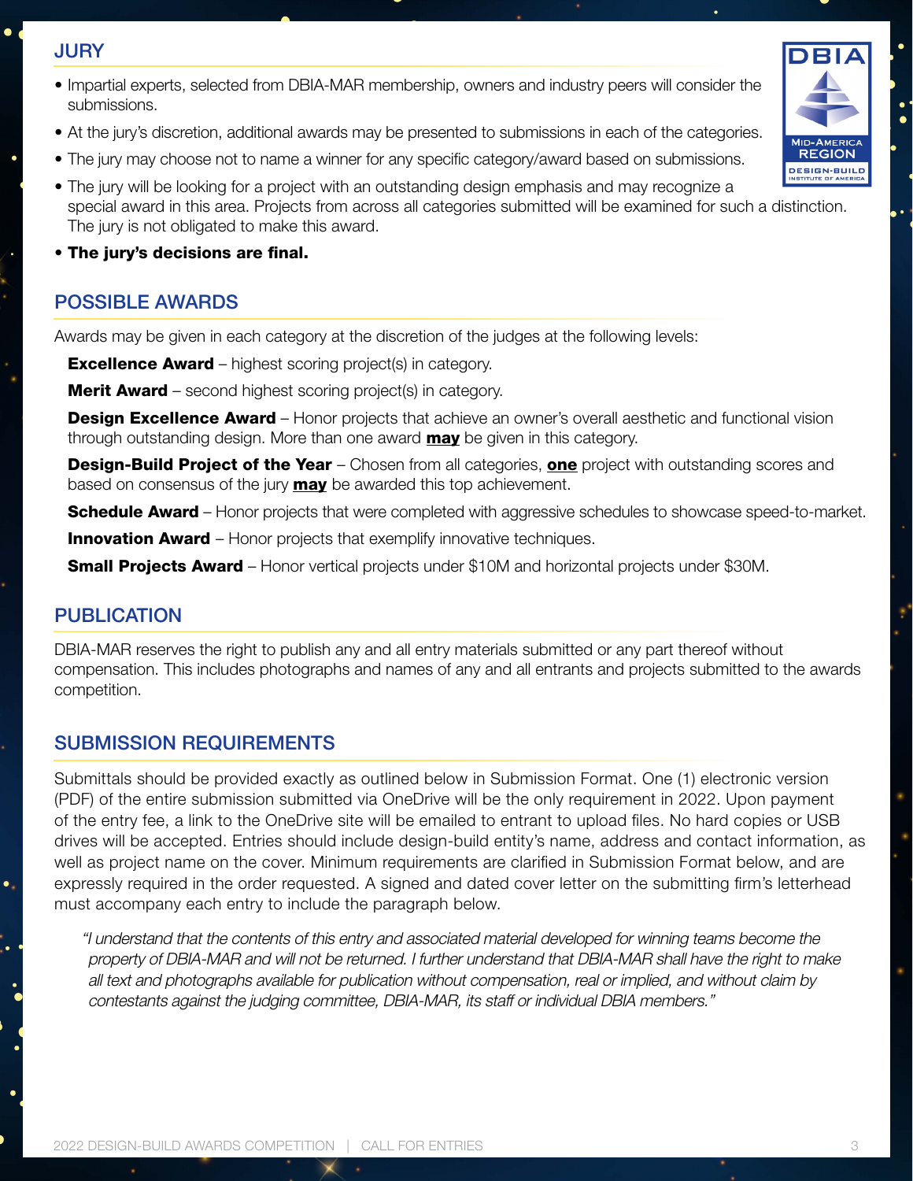## JURY

- Impartial experts, selected from DBIA-MAR membership, owners and industry peers will consider the submissions.
- At the jury's discretion, additional awards may be presented to submissions in each of the categories.
- The jury may choose not to name a winner for any specific category/award based on submissions.
- The jury will be looking for a project with an outstanding design emphasis and may recognize a special award in this area. Projects from across all categories submitted will be examined for such a distinction. The jury is not obligated to make this award.
- **The jury's decisions are final.**

## POSSIBLE AWARDS

Awards may be given in each category at the discretion of the judges at the following levels:

**Excellence Award** – highest scoring project(s) in category.

**Merit Award** – second highest scoring project(s) in category.

**Design Excellence Award** – Honor projects that achieve an owner's overall aesthetic and functional vision through outstanding design. More than one award **may** be given in this category.

**Design-Build Project of the Year** – Chosen from all categories, **one** project with outstanding scores and based on consensus of the jury **may** be awarded this top achievement.

**Schedule Award** – Honor projects that were completed with aggressive schedules to showcase speed-to-market.

**Innovation Award** – Honor projects that exemplify innovative techniques.

**Small Projects Award** – Honor vertical projects under $10M and horizontal projects under $30M.

## PUBLICATION

DBIA-MAR reserves the right to publish any and all entry materials submitted or any part thereof without compensation. This includes photographs and names of any and all entrants and projects submitted to the awards competition.

## SUBMISSION REQUIREMENTS

Submittals should be provided exactly as outlined below in Submission Format. One (1) electronic version (PDF) of the entire submission submitted via OneDrive will be the only requirement in 2022. Upon payment of the entry fee, a link to the OneDrive site will be emailed to entrant to upload files. No hard copies or USB drives will be accepted. Entries should include design-build entity's name, address and contact information, as well as project name on the cover. Minimum requirements are clarified in Submission Format below, and are expressly required in the order requested. A signed and dated cover letter on the submitting firm's letterhead must accompany each entry to include the paragraph below.

*"I understand that the contents of this entry and associated material developed for winning teams become the property of DBIA-MAR and will not be returned. I further understand that DBIA-MAR shall have the right to make all text and photographs available for publication without compensation, real or implied, and without claim by contestants against the judging committee, DBIA-MAR, its staff or individual DBIA members."*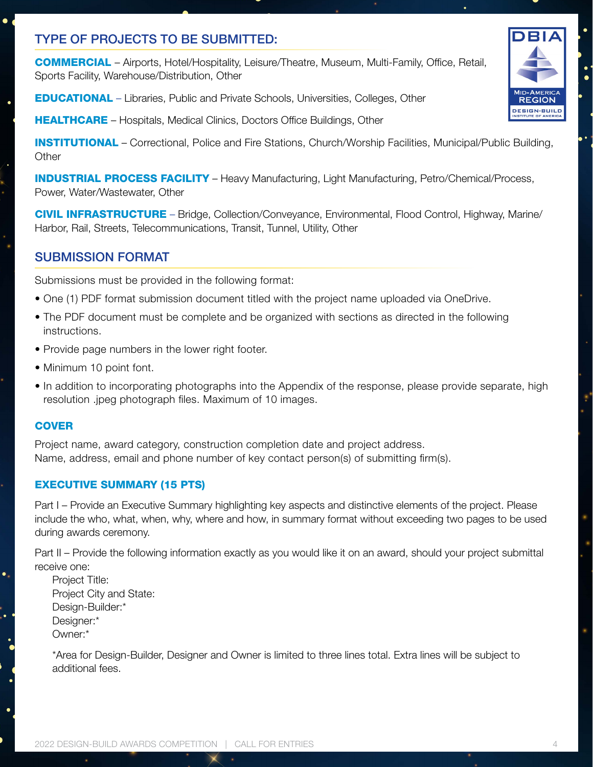## TYPE OF PROJECTS TO BE SUBMITTED:

**COMMERCIAL** – Airports, Hotel/Hospitality, Leisure/Theatre, Museum, Multi-Family, Office, Retail, Sports Facility, Warehouse/Distribution, Other

**EDUCATIONAL** – Libraries, Public and Private Schools, Universities, Colleges, Other

**HEALTHCARE** – Hospitals, Medical Clinics, Doctors Office Buildings, Other

**INSTITUTIONAL** – Correctional, Police and Fire Stations, Church/Worship Facilities, Municipal/Public Building, Other

**INDUSTRIAL PROCESS FACILITY** – Heavy Manufacturing, Light Manufacturing, Petro/Chemical/Process, Power, Water/Wastewater, Other

**CIVIL INFRASTRUCTURE** – Bridge, Collection/Conveyance, Environmental, Flood Control, Highway, Marine/Harbor, Rail, Streets, Telecommunications, Transit, Tunnel, Utility, Other

## SUBMISSION FORMAT

Submissions must be provided in the following format:

- One (1) PDF format submission document titled with the project name uploaded via OneDrive.
- The PDF document must be complete and be organized with sections as directed in the following instructions.
- Provide page numbers in the lower right footer.
- Minimum 10 point font.
- In addition to incorporating photographs into the Appendix of the response, please provide separate, high resolution .jpeg photograph files. Maximum of 10 images.

### COVER

Project name, award category, construction completion date and project address.
Name, address, email and phone number of key contact person(s) of submitting firm(s).

### EXECUTIVE SUMMARY (15 PTS)

Part I – Provide an Executive Summary highlighting key aspects and distinctive elements of the project. Please include the who, what, when, why, where and how, in summary format without exceeding two pages to be used during awards ceremony.

Part II – Provide the following information exactly as you would like it on an award, should your project submittal receive one:

Project Title:
Project City and State:
Design-Builder:*
Designer:*
Owner:*

*Area for Design-Builder, Designer and Owner is limited to three lines total. Extra lines will be subject to additional fees.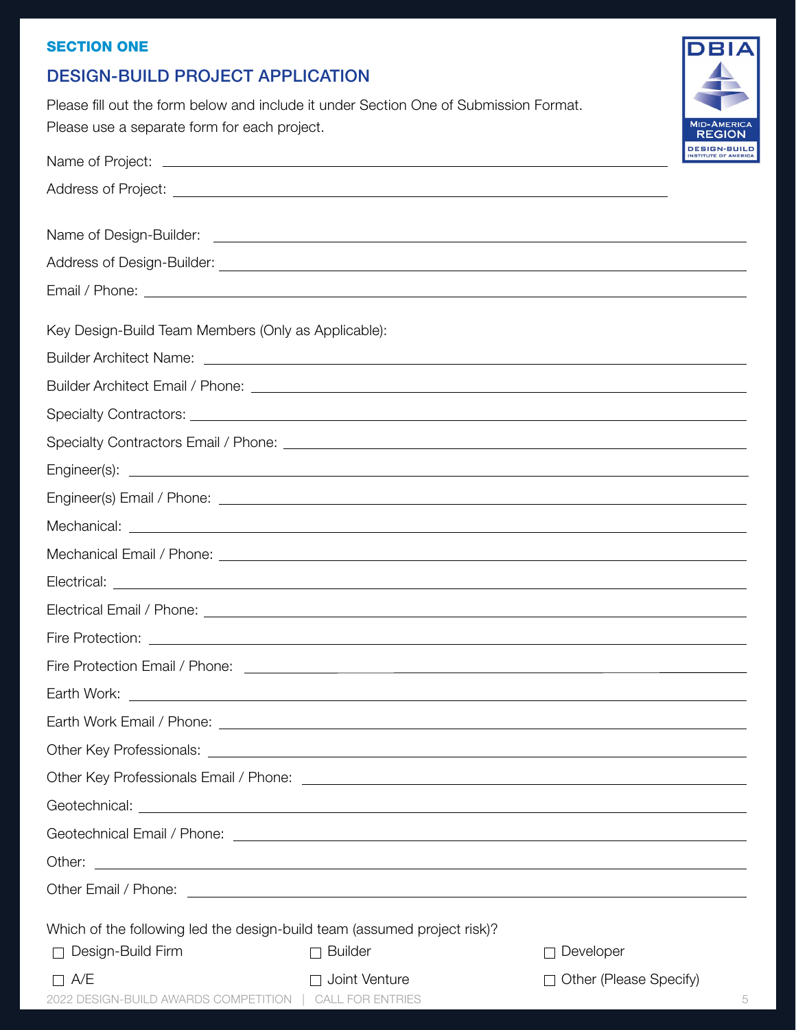**SECTION ONE**

## DESIGN-BUILD PROJECT APPLICATION

Please fill out the form below and include it under Section One of Submission Format.
Please use a separate form for each project.

Name of Project: ______________________________

Address of Project: ______________________________

Name of Design-Builder: ______________________________

Address of Design-Builder: ______________________________

Email / Phone: ______________________________

Key Design-Build Team Members (Only as Applicable):

Builder Architect Name: ______________________________

Builder Architect Email / Phone: ______________________________

Specialty Contractors: ______________________________

Specialty Contractors Email / Phone: ______________________________

Engineer(s): ______________________________

Engineer(s) Email / Phone: ______________________________

Mechanical: ______________________________

Mechanical Email / Phone: ______________________________

Electrical: ______________________________

Electrical Email / Phone: ______________________________

Fire Protection: ______________________________

Fire Protection Email / Phone: ______________________________

Earth Work: ______________________________

Earth Work Email / Phone: ______________________________

Other Key Professionals: ______________________________

Other Key Professionals Email / Phone: ______________________________

Geotechnical: ______________________________

Geotechnical Email / Phone: ______________________________

Other: ______________________________

Other Email / Phone: ______________________________

Which of the following led the design-build team (assumed project risk)?

- ☐ Design-Build Firm
- ☐ Builder
- ☐ Developer
- ☐ A/E
- ☐ Joint Venture
- ☐ Other (Please Specify)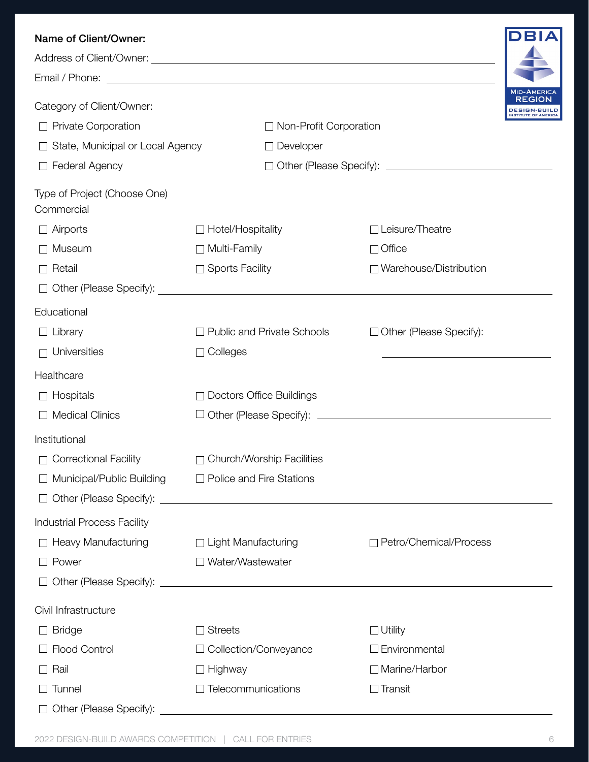**Name of Client/Owner:**

Address of Client/Owner: ______________________________________________

Email / Phone: ______________________________________________

Category of Client/Owner:

- ☐ Private Corporation
- ☐ Non-Profit Corporation
- ☐ State, Municipal or Local Agency
- ☐ Developer
- ☐ Federal Agency
- ☐ Other (Please Specify): ____________________

Type of Project (Choose One)

Commercial

- ☐ Airports
- ☐ Hotel/Hospitality
- ☐ Leisure/Theatre
- ☐ Museum
- ☐ Multi-Family
- ☐ Office
- ☐ Retail
- ☐ Sports Facility
- ☐ Warehouse/Distribution
- ☐ Other (Please Specify): ____________________

Educational

- ☐ Library
- ☐ Public and Private Schools
- ☐ Other (Please Specify): ____________________
- ☐ Universities
- ☐ Colleges

Healthcare

- ☐ Hospitals
- ☐ Doctors Office Buildings
- ☐ Medical Clinics
- ☐ Other (Please Specify): ____________________

Institutional

- ☐ Correctional Facility
- ☐ Church/Worship Facilities
- ☐ Municipal/Public Building
- ☐ Police and Fire Stations
- ☐ Other (Please Specify): ____________________

Industrial Process Facility

- ☐ Heavy Manufacturing
- ☐ Light Manufacturing
- ☐ Petro/Chemical/Process
- ☐ Power
- ☐ Water/Wastewater
- ☐ Other (Please Specify): ____________________

Civil Infrastructure

- ☐ Bridge
- ☐ Streets
- ☐ Utility
- ☐ Flood Control
- ☐ Collection/Conveyance
- ☐ Environmental
- ☐ Rail
- ☐ Highway
- ☐ Marine/Harbor
- ☐ Tunnel
- ☐ Telecommunications
- ☐ Transit
- ☐ Other (Please Specify): ____________________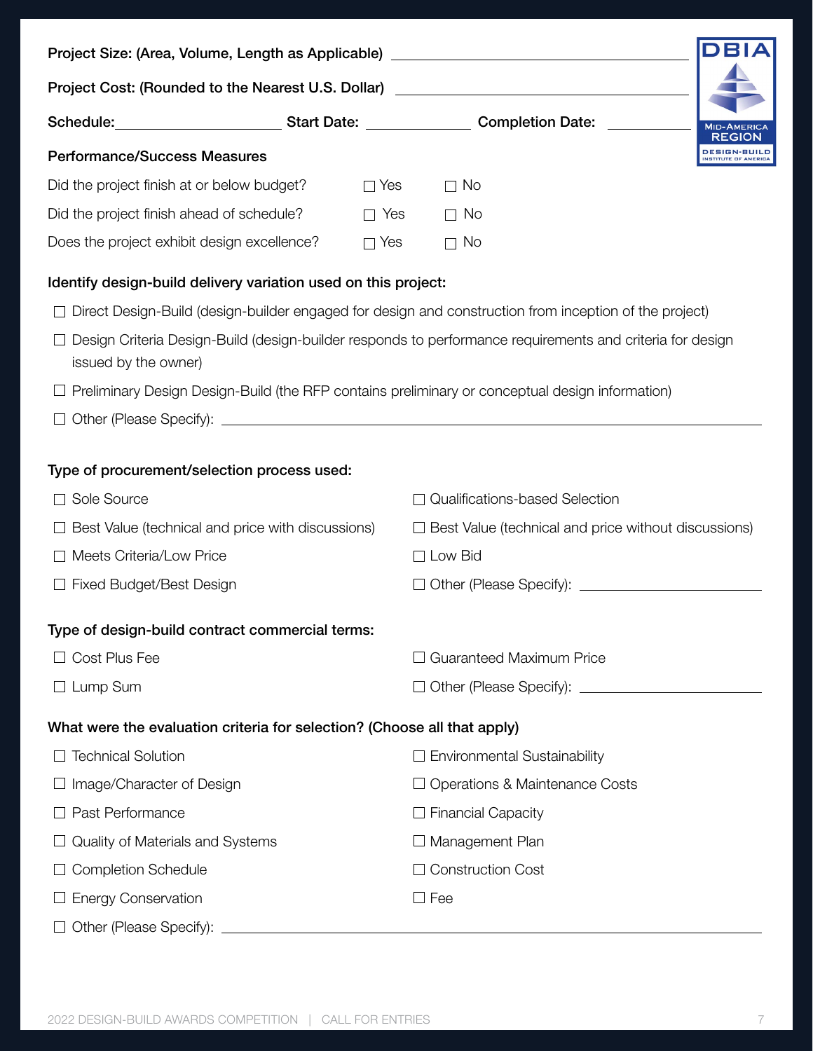**Project Size: (Area, Volume, Length as Applicable)** ______________________________

**Project Cost: (Rounded to the Nearest U.S. Dollar)** ______________________________

**Schedule:** ____________________ **Start Date:** ____________ **Completion Date:** __________

**Performance/Success Measures**

| | | |
|---|---|---|
| Did the project finish at or below budget? | ☐ Yes | ☐ No |
| Did the project finish ahead of schedule? | ☐ Yes | ☐ No |
| Does the project exhibit design excellence? | ☐ Yes | ☐ No |

**Identify design-build delivery variation used on this project:**

- ☐ Direct Design-Build (design-builder engaged for design and construction from inception of the project)
- ☐ Design Criteria Design-Build (design-builder responds to performance requirements and criteria for design issued by the owner)
- ☐ Preliminary Design Design-Build (the RFP contains preliminary or conceptual design information)
- ☐ Other (Please Specify): ______________________________

**Type of procurement/selection process used:**

- ☐ Sole Source
- ☐ Best Value (technical and price with discussions)
- ☐ Meets Criteria/Low Price
- ☐ Fixed Budget/Best Design
- ☐ Qualifications-based Selection
- ☐ Best Value (technical and price without discussions)
- ☐ Low Bid
- ☐ Other (Please Specify): ____________________

**Type of design-build contract commercial terms:**

- ☐ Cost Plus Fee
- ☐ Lump Sum
- ☐ Guaranteed Maximum Price
- ☐ Other (Please Specify): ____________________

**What were the evaluation criteria for selection? (Choose all that apply)**

- ☐ Technical Solution
- ☐ Image/Character of Design
- ☐ Past Performance
- ☐ Quality of Materials and Systems
- ☐ Completion Schedule
- ☐ Energy Conservation
- ☐ Environmental Sustainability
- ☐ Operations & Maintenance Costs
- ☐ Financial Capacity
- ☐ Management Plan
- ☐ Construction Cost
- ☐ Fee
- ☐ Other (Please Specify): ______________________________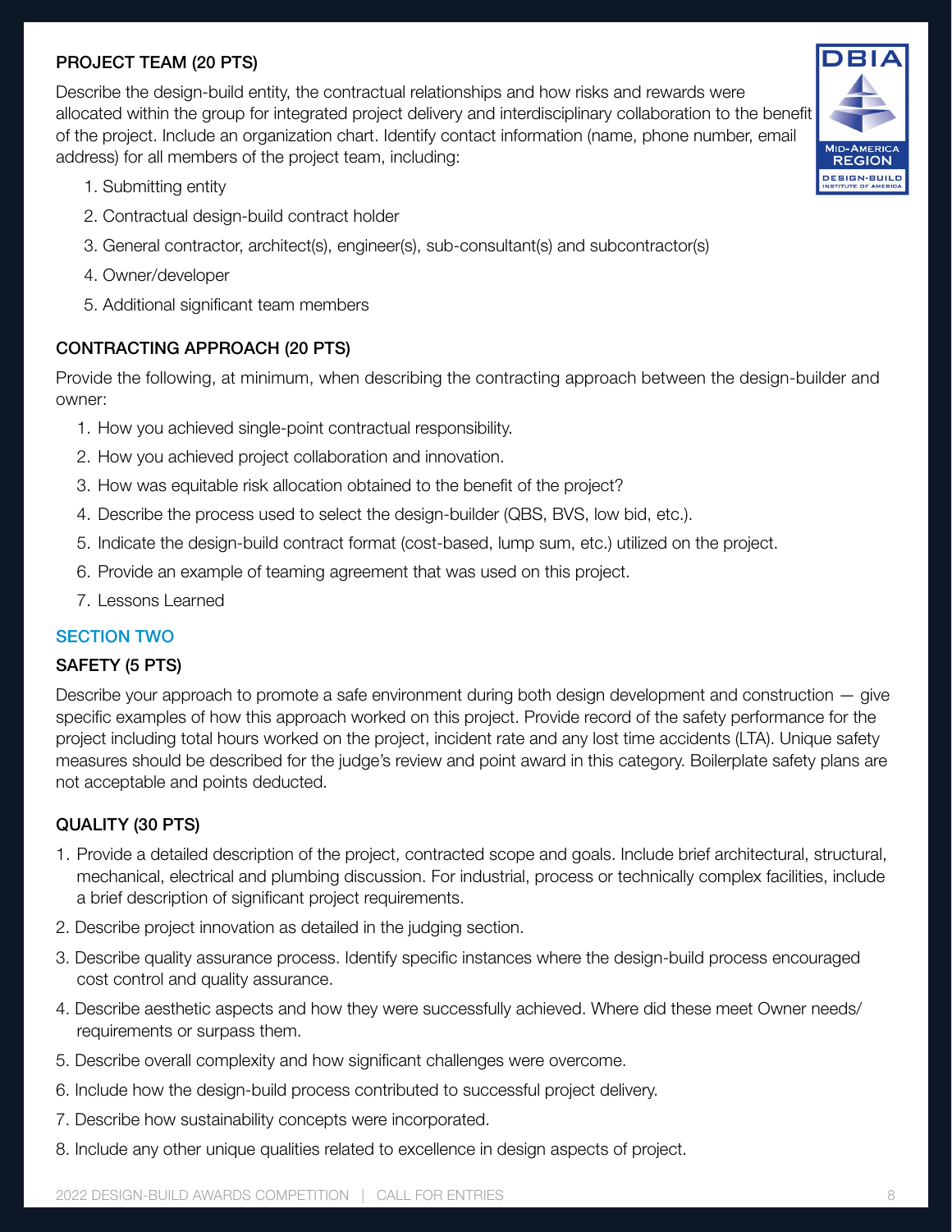## PROJECT TEAM (20 PTS)

Describe the design-build entity, the contractual relationships and how risks and rewards were allocated within the group for integrated project delivery and interdisciplinary collaboration to the benefit of the project. Include an organization chart. Identify contact information (name, phone number, email address) for all members of the project team, including:

1. Submitting entity
2. Contractual design-build contract holder
3. General contractor, architect(s), engineer(s), sub-consultant(s) and subcontractor(s)
4. Owner/developer
5. Additional significant team members

## CONTRACTING APPROACH (20 PTS)

Provide the following, at minimum, when describing the contracting approach between the design-builder and owner:

1. How you achieved single-point contractual responsibility.
2. How you achieved project collaboration and innovation.
3. How was equitable risk allocation obtained to the benefit of the project?
4. Describe the process used to select the design-builder (QBS, BVS, low bid, etc.).
5. Indicate the design-build contract format (cost-based, lump sum, etc.) utilized on the project.
6. Provide an example of teaming agreement that was used on this project.
7. Lessons Learned

# SECTION TWO

## SAFETY (5 PTS)

Describe your approach to promote a safe environment during both design development and construction — give specific examples of how this approach worked on this project. Provide record of the safety performance for the project including total hours worked on the project, incident rate and any lost time accidents (LTA). Unique safety measures should be described for the judge's review and point award in this category. Boilerplate safety plans are not acceptable and points deducted.

## QUALITY (30 PTS)

1. Provide a detailed description of the project, contracted scope and goals. Include brief architectural, structural, mechanical, electrical and plumbing discussion. For industrial, process or technically complex facilities, include a brief description of significant project requirements.
2. Describe project innovation as detailed in the judging section.
3. Describe quality assurance process. Identify specific instances where the design-build process encouraged cost control and quality assurance.
4. Describe aesthetic aspects and how they were successfully achieved. Where did these meet Owner needs/ requirements or surpass them.
5. Describe overall complexity and how significant challenges were overcome.
6. Include how the design-build process contributed to successful project delivery.
7. Describe how sustainability concepts were incorporated.
8. Include any other unique qualities related to excellence in design aspects of project.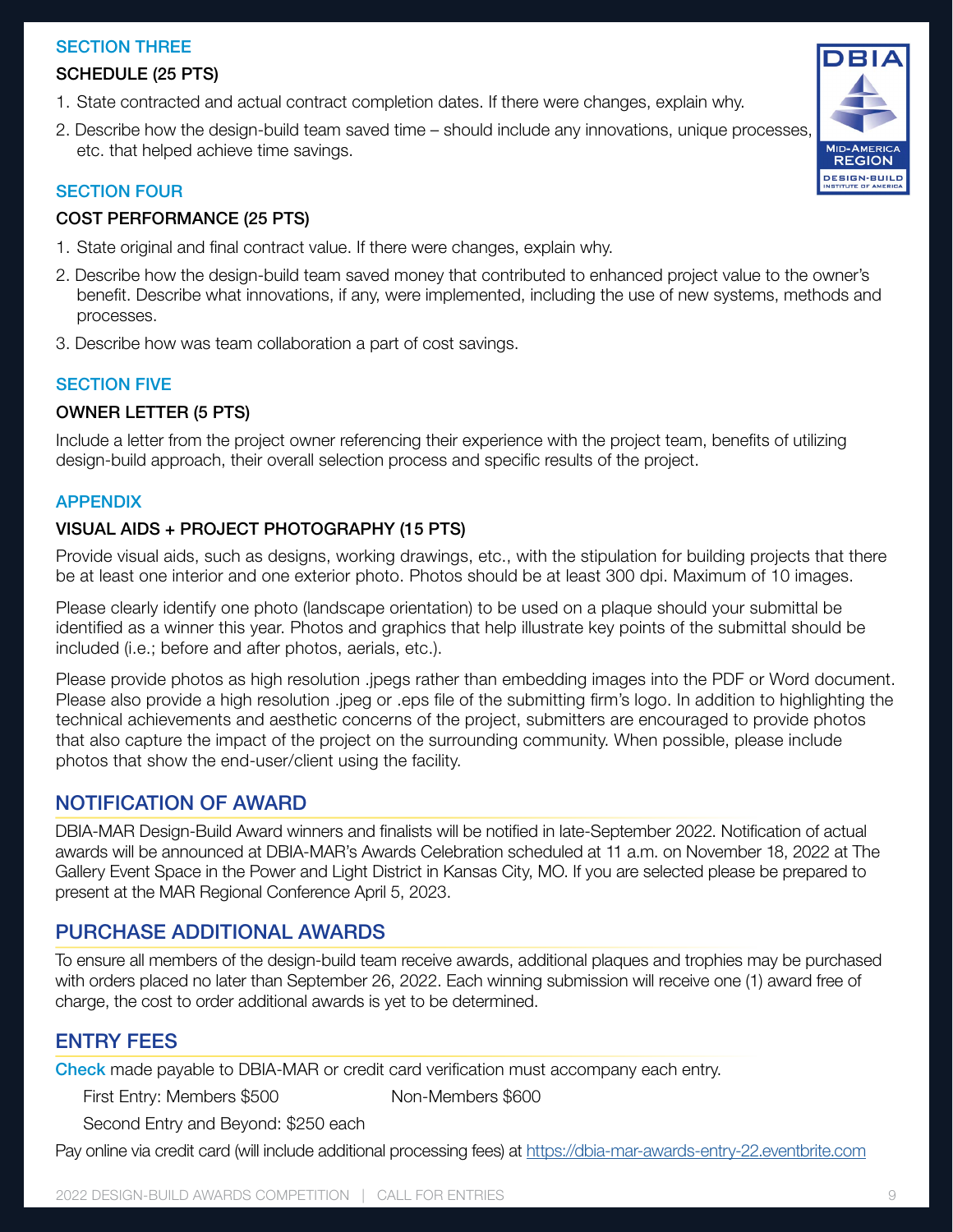## SECTION THREE

### SCHEDULE (25 PTS)

1. State contracted and actual contract completion dates. If there were changes, explain why.
2. Describe how the design-build team saved time – should include any innovations, unique processes, etc. that helped achieve time savings.

## SECTION FOUR

### COST PERFORMANCE (25 PTS)

1. State original and final contract value. If there were changes, explain why.
2. Describe how the design-build team saved money that contributed to enhanced project value to the owner's benefit. Describe what innovations, if any, were implemented, including the use of new systems, methods and processes.
3. Describe how was team collaboration a part of cost savings.

## SECTION FIVE

### OWNER LETTER (5 PTS)

Include a letter from the project owner referencing their experience with the project team, benefits of utilizing design-build approach, their overall selection process and specific results of the project.

## APPENDIX

### VISUAL AIDS + PROJECT PHOTOGRAPHY (15 PTS)

Provide visual aids, such as designs, working drawings, etc., with the stipulation for building projects that there be at least one interior and one exterior photo. Photos should be at least 300 dpi. Maximum of 10 images.

Please clearly identify one photo (landscape orientation) to be used on a plaque should your submittal be identified as a winner this year. Photos and graphics that help illustrate key points of the submittal should be included (i.e.; before and after photos, aerials, etc.).

Please provide photos as high resolution .jpegs rather than embedding images into the PDF or Word document. Please also provide a high resolution .jpeg or .eps file of the submitting firm's logo. In addition to highlighting the technical achievements and aesthetic concerns of the project, submitters are encouraged to provide photos that also capture the impact of the project on the surrounding community. When possible, please include photos that show the end-user/client using the facility.

## NOTIFICATION OF AWARD

DBIA-MAR Design-Build Award winners and finalists will be notified in late-September 2022. Notification of actual awards will be announced at DBIA-MAR's Awards Celebration scheduled at 11 a.m. on November 18, 2022 at The Gallery Event Space in the Power and Light District in Kansas City, MO. If you are selected please be prepared to present at the MAR Regional Conference April 5, 2023.

## PURCHASE ADDITIONAL AWARDS

To ensure all members of the design-build team receive awards, additional plaques and trophies may be purchased with orders placed no later than September 26, 2022. Each winning submission will receive one (1) award free of charge, the cost to order additional awards is yet to be determined.

## ENTRY FEES

**Check** made payable to DBIA-MAR or credit card verification must accompany each entry.

First Entry: Members $500 Non-Members $600

Second Entry and Beyond: $250 each

Pay online via credit card (will include additional processing fees) at https://dbia-mar-awards-entry-22.eventbrite.com